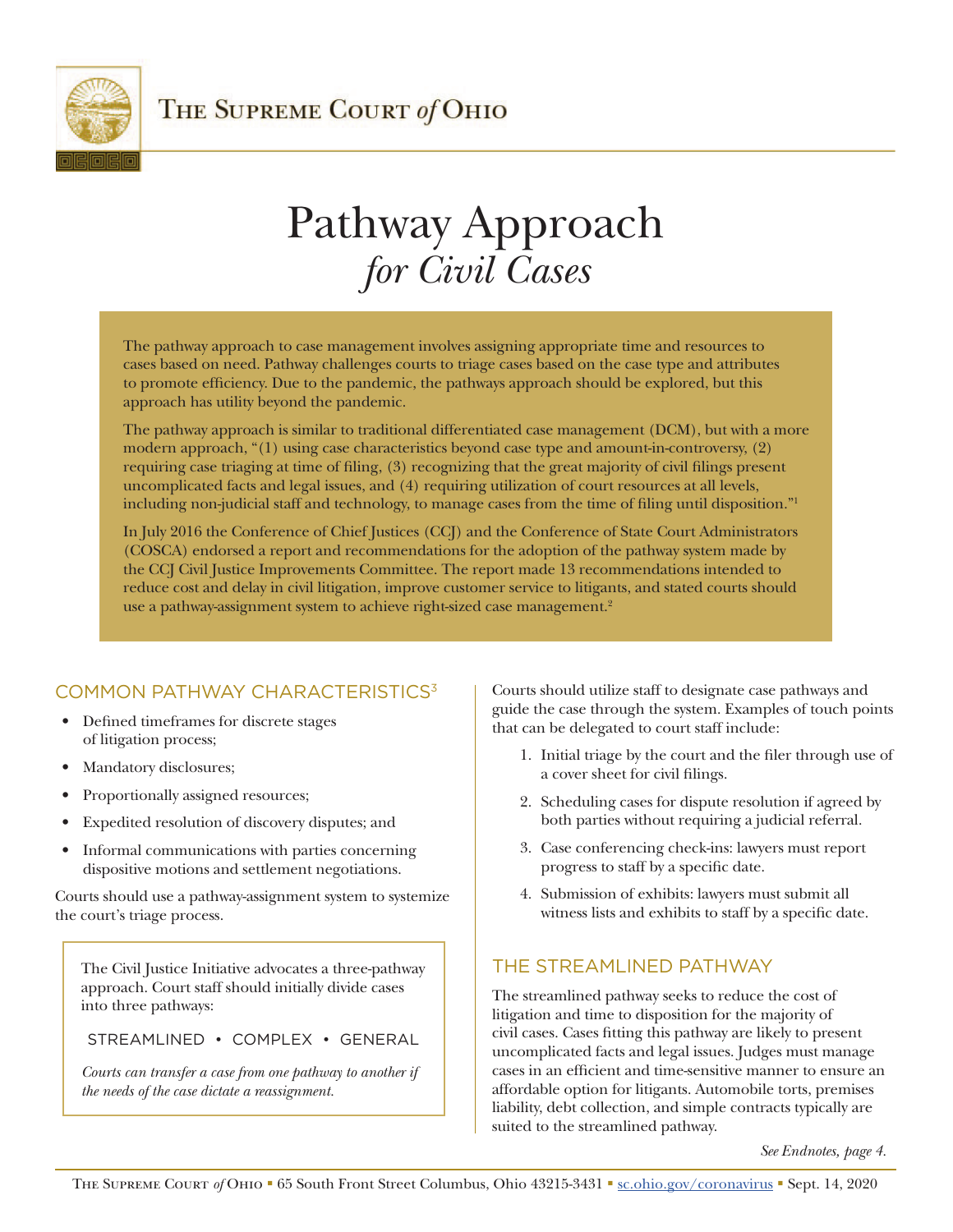# Pathway Approach *for Civil Cases*

The pathway approach to case management involves assigning appropriate time and resources to cases based on need. Pathway challenges courts to triage cases based on the case type and attributes to promote efficiency. Due to the pandemic, the pathways approach should be explored, but this approach has utility beyond the pandemic.

The pathway approach is similar to traditional differentiated case management (DCM), but with a more modern approach, "(1) using case characteristics beyond case type and amount-in-controversy, (2) requiring case triaging at time of filing, (3) recognizing that the great majority of civil filings present uncomplicated facts and legal issues, and (4) requiring utilization of court resources at all levels, including non-judicial staff and technology, to manage cases from the time of filing until disposition."[1]

In July 2016 the Conference of Chief Justices (CCJ) and the Conference of State Court Administrators (COSCA) endorsed a report and recommendations for the adoption of the pathway system made by the CCJ Civil Justice Improvements Committee. The report made 13 recommendations intended to reduce cost and delay in civil litigation, improve customer service to litigants, and stated courts should use a pathway-assignment system to achieve right-sized case management.[2]

## COMMON PATHWAY CHARACTERISTICS[3]

- Defined timeframes for discrete stages of litigation process;
- Mandatory disclosures;
- Proportionally assigned resources;
- Expedited resolution of discovery disputes; and
- Informal communications with parties concerning dispositive motions and settlement negotiations.

Courts should use a pathway-assignment system to systemize the court's triage process.

The Civil Justice Initiative advocates a three-pathway approach. Court staff should initially divide cases into three pathways:

STREAMLINED • COMPLEX • GENERAL

*Courts can transfer a case from one pathway to another if the needs of the case dictate a reassignment.*

Courts should utilize staff to designate case pathways and guide the case through the system. Examples of touch points that can be delegated to court staff include:

1. Initial triage by the court and the filer through use of a cover sheet for civil filings.
2. Scheduling cases for dispute resolution if agreed by both parties without requiring a judicial referral.
3. Case conferencing check-ins: lawyers must report progress to staff by a specific date.
4. Submission of exhibits: lawyers must submit all witness lists and exhibits to staff by a specific date.

## THE STREAMLINED PATHWAY

The streamlined pathway seeks to reduce the cost of litigation and time to disposition for the majority of civil cases. Cases fitting this pathway are likely to present uncomplicated facts and legal issues. Judges must manage cases in an efficient and time-sensitive manner to ensure an affordable option for litigants. Automobile torts, premises liability, debt collection, and simple contracts typically are suited to the streamlined pathway.

*See Endnotes, page 4.*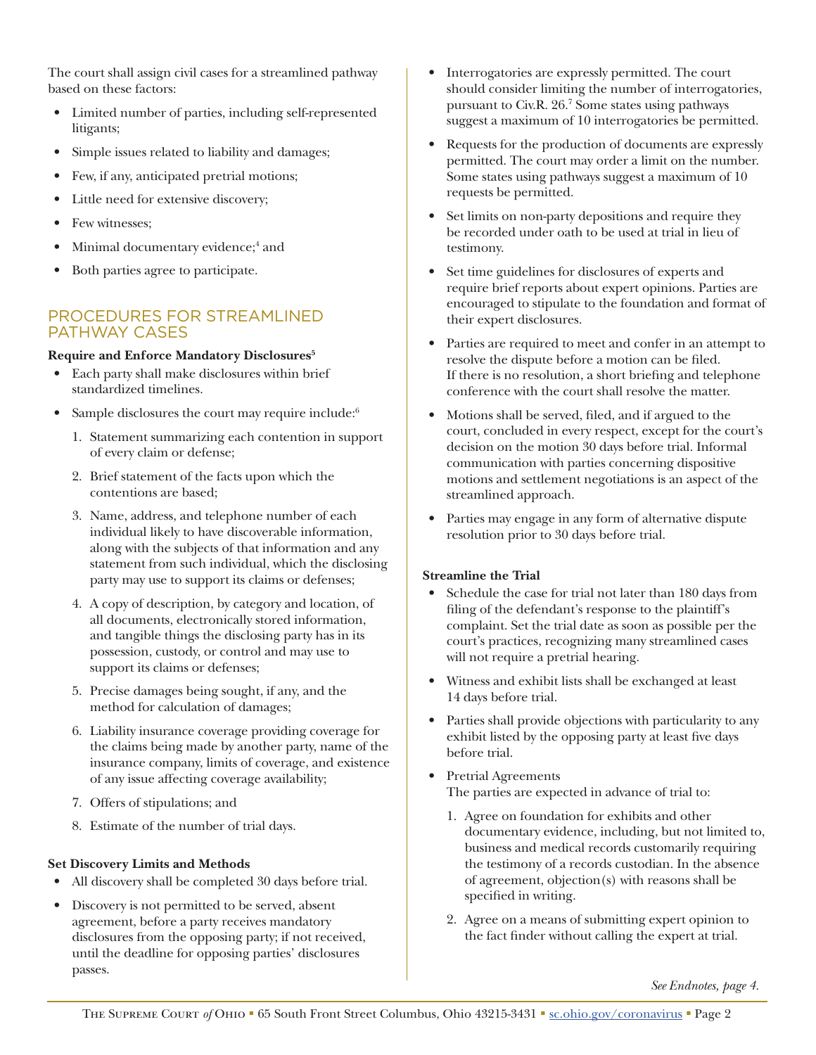The court shall assign civil cases for a streamlined pathway based on these factors:

- Limited number of parties, including self-represented litigants;
- Simple issues related to liability and damages;
- Few, if any, anticipated pretrial motions;
- Little need for extensive discovery;
- Few witnesses;
- Minimal documentary evidence;[4] and
- Both parties agree to participate.

## PROCEDURES FOR STREAMLINED PATHWAY CASES

**Require and Enforce Mandatory Disclosures[5]**

- Each party shall make disclosures within brief standardized timelines.
- Sample disclosures the court may require include:[6]
  1. Statement summarizing each contention in support of every claim or defense;
  2. Brief statement of the facts upon which the contentions are based;
  3. Name, address, and telephone number of each individual likely to have discoverable information, along with the subjects of that information and any statement from such individual, which the disclosing party may use to support its claims or defenses;
  4. A copy of description, by category and location, of all documents, electronically stored information, and tangible things the disclosing party has in its possession, custody, or control and may use to support its claims or defenses;
  5. Precise damages being sought, if any, and the method for calculation of damages;
  6. Liability insurance coverage providing coverage for the claims being made by another party, name of the insurance company, limits of coverage, and existence of any issue affecting coverage availability;
  7. Offers of stipulations; and
  8. Estimate of the number of trial days.

**Set Discovery Limits and Methods**

- All discovery shall be completed 30 days before trial.
- Discovery is not permitted to be served, absent agreement, before a party receives mandatory disclosures from the opposing party; if not received, until the deadline for opposing parties' disclosures passes.
- Interrogatories are expressly permitted. The court should consider limiting the number of interrogatories, pursuant to Civ.R. 26.[7] Some states using pathways suggest a maximum of 10 interrogatories be permitted.
- Requests for the production of documents are expressly permitted. The court may order a limit on the number. Some states using pathways suggest a maximum of 10 requests be permitted.
- Set limits on non-party depositions and require they be recorded under oath to be used at trial in lieu of testimony.
- Set time guidelines for disclosures of experts and require brief reports about expert opinions. Parties are encouraged to stipulate to the foundation and format of their expert disclosures.
- Parties are required to meet and confer in an attempt to resolve the dispute before a motion can be filed. If there is no resolution, a short briefing and telephone conference with the court shall resolve the matter.
- Motions shall be served, filed, and if argued to the court, concluded in every respect, except for the court's decision on the motion 30 days before trial. Informal communication with parties concerning dispositive motions and settlement negotiations is an aspect of the streamlined approach.
- Parties may engage in any form of alternative dispute resolution prior to 30 days before trial.

**Streamline the Trial**

- Schedule the case for trial not later than 180 days from filing of the defendant's response to the plaintiff's complaint. Set the trial date as soon as possible per the court's practices, recognizing many streamlined cases will not require a pretrial hearing.
- Witness and exhibit lists shall be exchanged at least 14 days before trial.
- Parties shall provide objections with particularity to any exhibit listed by the opposing party at least five days before trial.
- Pretrial Agreements
  The parties are expected in advance of trial to:
  1. Agree on foundation for exhibits and other documentary evidence, including, but not limited to, business and medical records customarily requiring the testimony of a records custodian. In the absence of agreement, objection(s) with reasons shall be specified in writing.
  2. Agree on a means of submitting expert opinion to the fact finder without calling the expert at trial.

*See Endnotes, page 4.*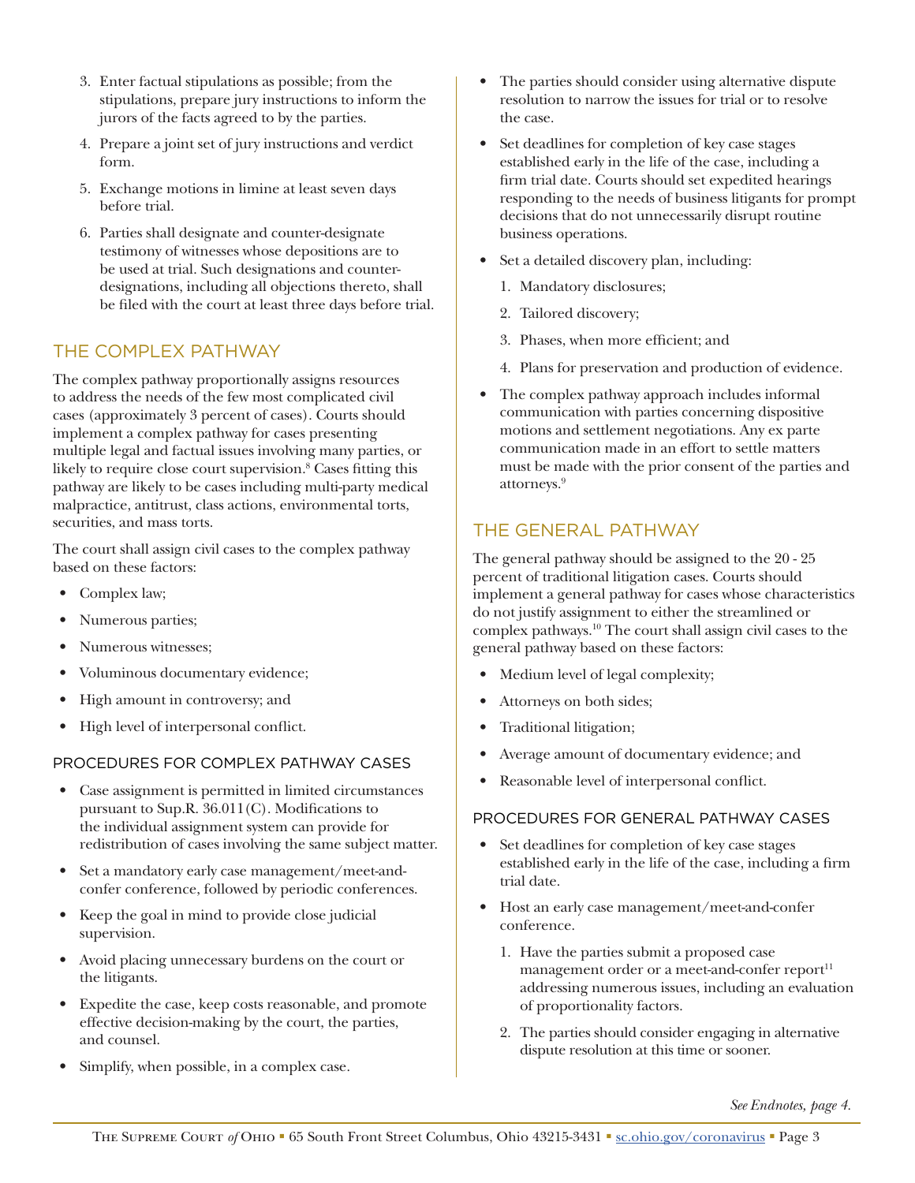3. Enter factual stipulations as possible; from the stipulations, prepare jury instructions to inform the jurors of the facts agreed to by the parties.
4. Prepare a joint set of jury instructions and verdict form.
5. Exchange motions in limine at least seven days before trial.
6. Parties shall designate and counter-designate testimony of witnesses whose depositions are to be used at trial. Such designations and counter-designations, including all objections thereto, shall be filed with the court at least three days before trial.

## THE COMPLEX PATHWAY

The complex pathway proportionally assigns resources to address the needs of the few most complicated civil cases (approximately 3 percent of cases). Courts should implement a complex pathway for cases presenting multiple legal and factual issues involving many parties, or likely to require close court supervision.[8] Cases fitting this pathway are likely to be cases including multi-party medical malpractice, antitrust, class actions, environmental torts, securities, and mass torts.

The court shall assign civil cases to the complex pathway based on these factors:

- Complex law;
- Numerous parties;
- Numerous witnesses;
- Voluminous documentary evidence;
- High amount in controversy; and
- High level of interpersonal conflict.

### PROCEDURES FOR COMPLEX PATHWAY CASES

- Case assignment is permitted in limited circumstances pursuant to Sup.R. 36.011(C). Modifications to the individual assignment system can provide for redistribution of cases involving the same subject matter.
- Set a mandatory early case management/meet-and-confer conference, followed by periodic conferences.
- Keep the goal in mind to provide close judicial supervision.
- Avoid placing unnecessary burdens on the court or the litigants.
- Expedite the case, keep costs reasonable, and promote effective decision-making by the court, the parties, and counsel.
- Simplify, when possible, in a complex case.
- The parties should consider using alternative dispute resolution to narrow the issues for trial or to resolve the case.
- Set deadlines for completion of key case stages established early in the life of the case, including a firm trial date. Courts should set expedited hearings responding to the needs of business litigants for prompt decisions that do not unnecessarily disrupt routine business operations.
- Set a detailed discovery plan, including:
  1. Mandatory disclosures;
  2. Tailored discovery;
  3. Phases, when more efficient; and
  4. Plans for preservation and production of evidence.
- The complex pathway approach includes informal communication with parties concerning dispositive motions and settlement negotiations. Any ex parte communication made in an effort to settle matters must be made with the prior consent of the parties and attorneys.[9]

## THE GENERAL PATHWAY

The general pathway should be assigned to the 20 - 25 percent of traditional litigation cases. Courts should implement a general pathway for cases whose characteristics do not justify assignment to either the streamlined or complex pathways.[10] The court shall assign civil cases to the general pathway based on these factors:

- Medium level of legal complexity;
- Attorneys on both sides;
- Traditional litigation;
- Average amount of documentary evidence; and
- Reasonable level of interpersonal conflict.

### PROCEDURES FOR GENERAL PATHWAY CASES

- Set deadlines for completion of key case stages established early in the life of the case, including a firm trial date.
- Host an early case management/meet-and-confer conference.
  1. Have the parties submit a proposed case management order or a meet-and-confer report[11] addressing numerous issues, including an evaluation of proportionality factors.
  2. The parties should consider engaging in alternative dispute resolution at this time or sooner.

*See Endnotes, page 4.*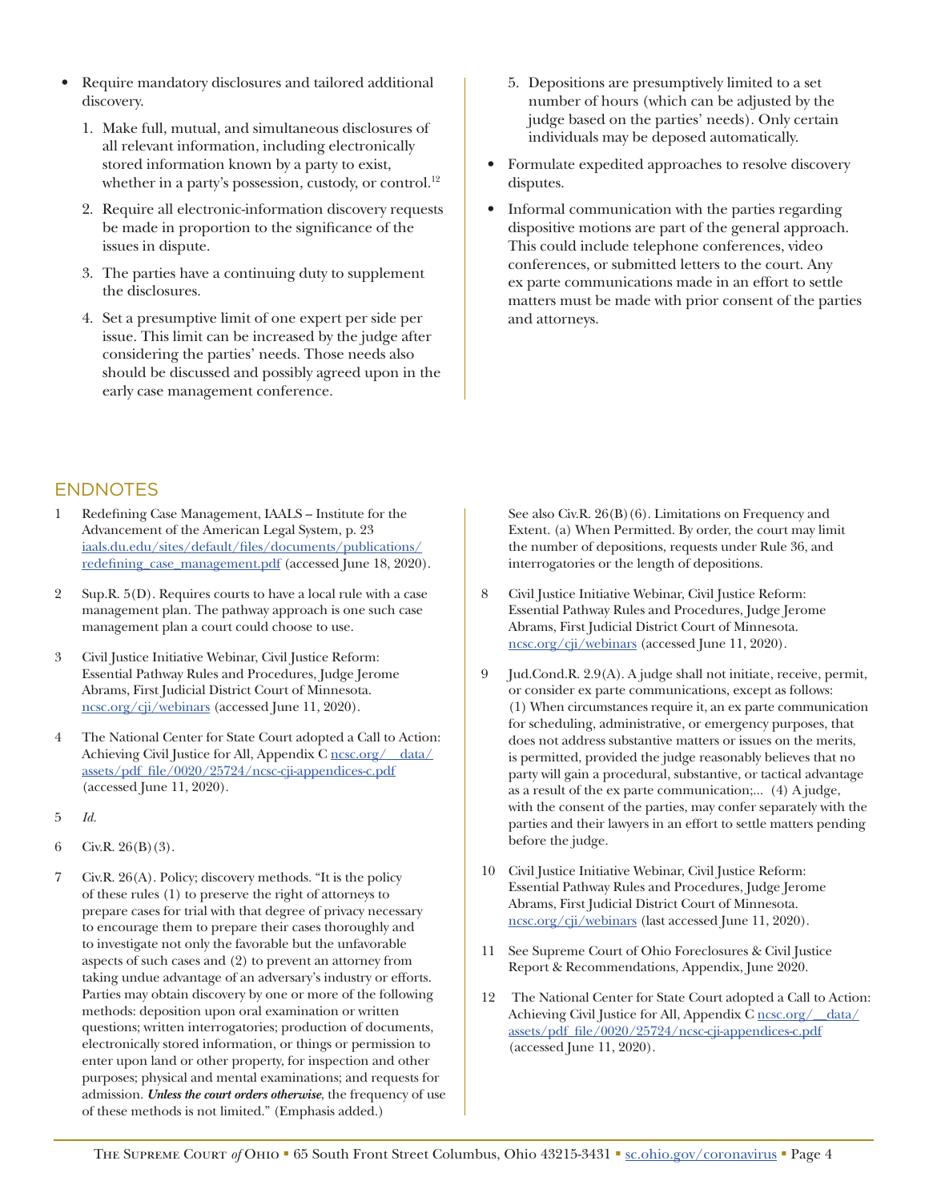- Require mandatory disclosures and tailored additional discovery.
  1. Make full, mutual, and simultaneous disclosures of all relevant information, including electronically stored information known by a party to exist, whether in a party's possession, custody, or control.[12]
  2. Require all electronic-information discovery requests be made in proportion to the significance of the issues in dispute.
  3. The parties have a continuing duty to supplement the disclosures.
  4. Set a presumptive limit of one expert per side per issue. This limit can be increased by the judge after considering the parties' needs. Those needs also should be discussed and possibly agreed upon in the early case management conference.
  5. Depositions are presumptively limited to a set number of hours (which can be adjusted by the judge based on the parties' needs). Only certain individuals may be deposed automatically.
- Formulate expedited approaches to resolve discovery disputes.
- Informal communication with the parties regarding dispositive motions are part of the general approach. This could include telephone conferences, video conferences, or submitted letters to the court. Any ex parte communications made in an effort to settle matters must be made with prior consent of the parties and attorneys.

## ENDNOTES

1 Redefining Case Management, IAALS – Institute for the Advancement of the American Legal System, p. 23 [iaals.du.edu/sites/default/files/documents/publications/redefining_case_management.pdf](iaals.du.edu/sites/default/files/documents/publications/redefining_case_management.pdf) (accessed June 18, 2020).

2 Sup.R. 5(D). Requires courts to have a local rule with a case management plan. The pathway approach is one such case management plan a court could choose to use.

3 Civil Justice Initiative Webinar, Civil Justice Reform: Essential Pathway Rules and Procedures, Judge Jerome Abrams, First Judicial District Court of Minnesota. [ncsc.org/cji/webinars](ncsc.org/cji/webinars) (accessed June 11, 2020).

4 The National Center for State Court adopted a Call to Action: Achieving Civil Justice for All, Appendix C [ncsc.org/__data/assets/pdf_file/0020/25724/ncsc-cji-appendices-c.pdf](ncsc.org/__data/assets/pdf_file/0020/25724/ncsc-cji-appendices-c.pdf) (accessed June 11, 2020).

5 *Id.*

6 Civ.R. 26(B)(3).

7 Civ.R. 26(A). Policy; discovery methods. "It is the policy of these rules (1) to preserve the right of attorneys to prepare cases for trial with that degree of privacy necessary to encourage them to prepare their cases thoroughly and to investigate not only the favorable but the unfavorable aspects of such cases and (2) to prevent an attorney from taking undue advantage of an adversary's industry or efforts. Parties may obtain discovery by one or more of the following methods: deposition upon oral examination or written questions; written interrogatories; production of documents, electronically stored information, or things or permission to enter upon land or other property, for inspection and other purposes; physical and mental examinations; and requests for admission. ***Unless the court orders otherwise***, the frequency of use of these methods is not limited." (Emphasis added.)

See also Civ.R. 26(B)(6). Limitations on Frequency and Extent. (a) When Permitted. By order, the court may limit the number of depositions, requests under Rule 36, and interrogatories or the length of depositions.

8 Civil Justice Initiative Webinar, Civil Justice Reform: Essential Pathway Rules and Procedures, Judge Jerome Abrams, First Judicial District Court of Minnesota. [ncsc.org/cji/webinars](ncsc.org/cji/webinars) (accessed June 11, 2020).

9 Jud.Cond.R. 2.9(A). A judge shall not initiate, receive, permit, or consider ex parte communications, except as follows: (1) When circumstances require it, an ex parte communication for scheduling, administrative, or emergency purposes, that does not address substantive matters or issues on the merits, is permitted, provided the judge reasonably believes that no party will gain a procedural, substantive, or tactical advantage as a result of the ex parte communication;... (4) A judge, with the consent of the parties, may confer separately with the parties and their lawyers in an effort to settle matters pending before the judge.

10 Civil Justice Initiative Webinar, Civil Justice Reform: Essential Pathway Rules and Procedures, Judge Jerome Abrams, First Judicial District Court of Minnesota. [ncsc.org/cji/webinars](ncsc.org/cji/webinars) (last accessed June 11, 2020).

11 See Supreme Court of Ohio Foreclosures & Civil Justice Report & Recommendations, Appendix, June 2020.

12 The National Center for State Court adopted a Call to Action: Achieving Civil Justice for All, Appendix C [ncsc.org/__data/assets/pdf_file/0020/25724/ncsc-cji-appendices-c.pdf](ncsc.org/__data/assets/pdf_file/0020/25724/ncsc-cji-appendices-c.pdf) (accessed June 11, 2020).